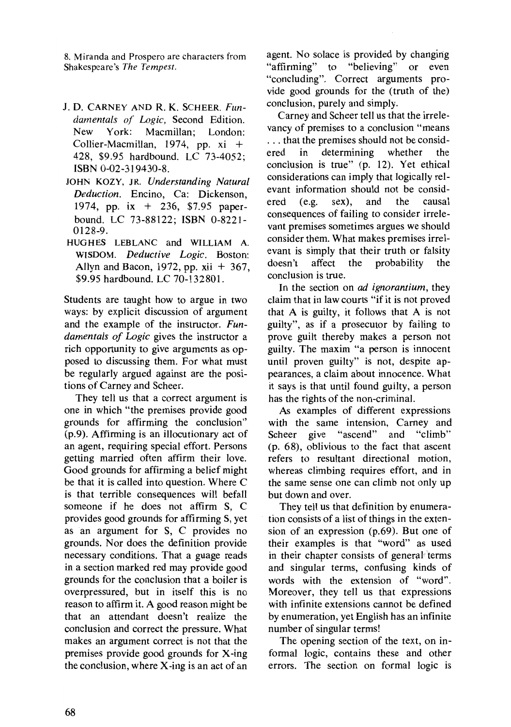8. Miranda and Prospero are characters from Shakespeare's *The Tempest*.

J. D. CARNEY AND R. K. SCHEER. *Fundamentals of Logic,* Second Edition. New York: Macmillan; London: Collier-Macmillan, 1974, pp. xi + 428, $9.95 hardbound. LC 73-4052; ISBN 0-02-319430-8.

JOHN KOZY, JR. *Understanding Natural Deduction.* Encino, Ca: Dickenson, 1974, pp. ix + 236, $7.95 paperbound. LC 73-88122; ISBN 0-8221-0128-9.

HUGHES LEBLANC and WILLIAM A. WISDOM. *Deductive Logic.* Boston: Allyn and Bacon, 1972, pp. xii + 367, $9.95 hardbound. LC 70-132801.

Students are taught how to argue in two ways: by explicit discussion of argument and the example of the instructor. *Fundamentals of Logic* gives the instructor a rich opportunity to give arguments as opposed to discussing them. For what must be regularly argued against are the positions of Carney and Scheer.

They tell us that a correct argument is one in which "the premises provide good grounds for affirming the conclusion" (p.9). Affirming is an illocutionary act of an agent, requiring special effort. Persons getting married often affirm their love. Good grounds for affirming a belief might be that it is called into question. Where C is that terrible consequences will befall someone if he does not affirm S, C provides good grounds for affirming S, yet as an argument for S, C provides no grounds. Nor does the definition provide necessary conditions. That a guage reads in a section marked red may provide good grounds for the conclusion that a boiler is overpressured, but in itself this is no reason to affirm it. A good reason might be that an attendant doesn't realize the conclusion and correct the pressure. What makes an argument correct is not that the premises provide good grounds for X-ing the conclusion, where X-ing is an act of an agent. No solace is provided by changing "affirming" to "believing" or even "concluding". Correct arguments provide good grounds for the (truth of the) conclusion, purely and simply.

Carney and Scheer tell us that the irrelevancy of premises to a conclusion "means . . . that the premises should not be considered in determining whether the conclusion is true" (p. 12). Yet ethical considerations can imply that logically relevant information should not be considered (e.g. sex), and the causal consequences of failing to consider irrelevant premises sometimes argues we should consider them. What makes premises irrelevant is simply that their truth or falsity doesn't affect the probability the conclusion is true.

In the section on *ad ignorantium*, they claim that in law courts "if it is not proved that A is guilty, it follows that A is not guilty", as if a prosecutor by failing to prove guilt thereby makes a person not guilty. The maxim "a person is innocent until proven guilty" is not, despite appearances, a claim about innocence. What it says is that until found guilty, a person has the rights of the non-criminal.

As examples of different expressions with the same intension, Carney and Scheer give "ascend" and "climb" (p. 68), oblivious to the fact that ascent refers to resultant directional motion, whereas climbing requires effort, and in the same sense one can climb not only up but down and over.

They tell us that definition by enumeration consists of a list of things in the extension of an expression (p.69). But one of their examples is that "word" as used in their chapter consists of general terms and singular terms, confusing kinds of words with the extension of "word". Moreover, they tell us that expressions with infinite extensions cannot be defined by enumeration, yet English has an infinite number of singular terms!

The opening section of the text, on informal logic, contains these and other errors. The section on formal logic is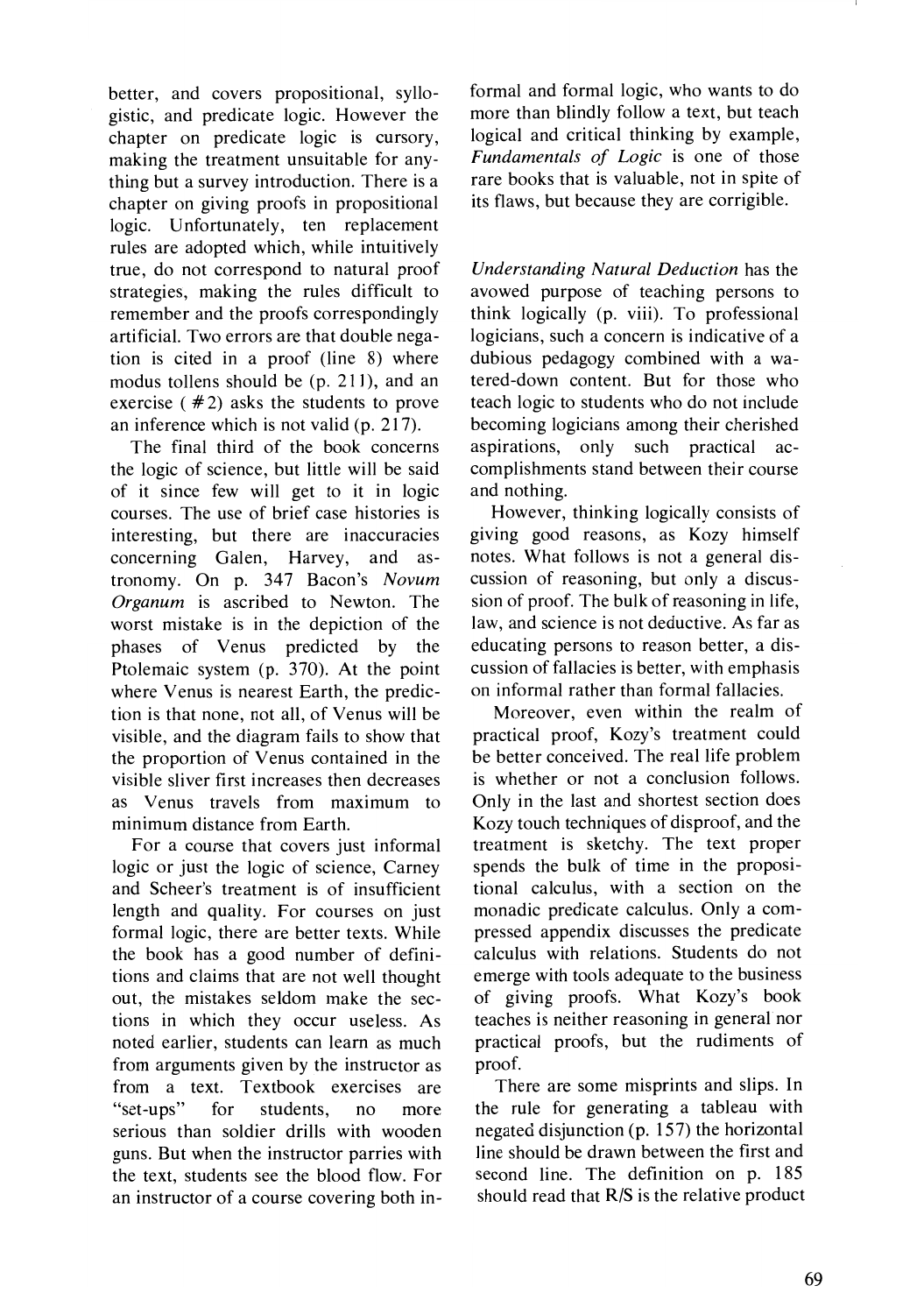better, and covers propositional, syllogistic, and predicate logic. However the chapter on predicate logic is cursory, making the treatment unsuitable for anything but a survey introduction. There is a chapter on giving proofs in propositional logic. Unfortunately, ten replacement rules are adopted which, while intuitively true, do not correspond to natural proof strategies, making the rules difficult to remember and the proofs correspondingly artificial. Two errors are that double negation is cited in a proof (line 8) where modus tollens should be (p. 211), and an exercise (#2) asks the students to prove an inference which is not valid (p. 217).

The final third of the book concerns the logic of science, but little will be said of it since few will get to it in logic courses. The use of brief case histories is interesting, but there are inaccuracies concerning Galen, Harvey, and astronomy. On p. 347 Bacon's *Novum Organum* is ascribed to Newton. The worst mistake is in the depiction of the phases of Venus predicted by the Ptolemaic system (p. 370). At the point where Venus is nearest Earth, the prediction is that none, not all, of Venus will be visible, and the diagram fails to show that the proportion of Venus contained in the visible sliver first increases then decreases as Venus travels from maximum to minimum distance from Earth.

For a course that covers just informal logic or just the logic of science, Carney and Scheer's treatment is of insufficient length and quality. For courses on just formal logic, there are better texts. While the book has a good number of definitions and claims that are not well thought out, the mistakes seldom make the sections in which they occur useless. As noted earlier, students can learn as much from arguments given by the instructor as from a text. Textbook exercises are "set-ups" for students, no more serious than soldier drills with wooden guns. But when the instructor parries with the text, students see the blood flow. For an instructor of a course covering both informal and formal logic, who wants to do more than blindly follow a text, but teach logical and critical thinking by example, *Fundamentals of Logic* is one of those rare books that is valuable, not in spite of its flaws, but because they are corrigible.

*Understanding Natural Deduction* has the avowed purpose of teaching persons to think logically (p. viii). To professional logicians, such a concern is indicative of a dubious pedagogy combined with a watered-down content. But for those who teach logic to students who do not include becoming logicians among their cherished aspirations, only such practical accomplishments stand between their course and nothing.

However, thinking logically consists of giving good reasons, as Kozy himself notes. What follows is not a general discussion of reasoning, but only a discussion of proof. The bulk of reasoning in life, law, and science is not deductive. As far as educating persons to reason better, a discussion of fallacies is better, with emphasis on informal rather than formal fallacies.

Moreover, even within the realm of practical proof, Kozy's treatment could be better conceived. The real life problem is whether or not a conclusion follows. Only in the last and shortest section does Kozy touch techniques of disproof, and the treatment is sketchy. The text proper spends the bulk of time in the propositional calculus, with a section on the monadic predicate calculus. Only a compressed appendix discusses the predicate calculus with relations. Students do not emerge with tools adequate to the business of giving proofs. What Kozy's book teaches is neither reasoning in general nor practical proofs, but the rudiments of proof.

There are some misprints and slips. In the rule for generating a tableau with negated disjunction (p. 157) the horizontal line should be drawn between the first and second line. The definition on p. 185 should read that R/S is the relative product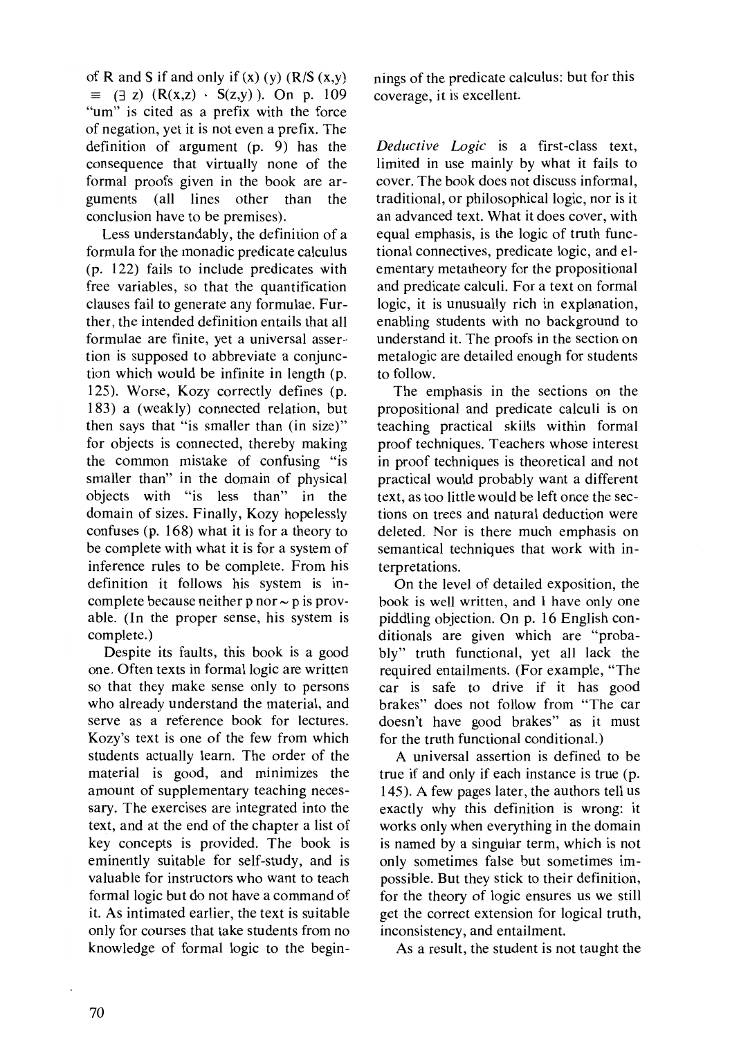of R and S if and only if $(x)(y)(R/S(x,y) \equiv (\exists z)(R(x,z) \cdot S(z,y)))$. On p. 109 "um" is cited as a prefix with the force of negation, yet it is not even a prefix. The definition of argument (p. 9) has the consequence that virtually none of the formal proofs given in the book are arguments (all lines other than the conclusion have to be premises).

Less understandably, the definition of a formula for the monadic predicate calculus (p. 122) fails to include predicates with free variables, so that the quantification clauses fail to generate any formulae. Further, the intended definition entails that all formulae are finite, yet a universal assertion is supposed to abbreviate a conjunction which would be infinite in length (p. 125). Worse, Kozy correctly defines (p. 183) a (weakly) connected relation, but then says that "is smaller than (in size)" for objects is connected, thereby making the common mistake of confusing "is smaller than" in the domain of physical objects with "is less than" in the domain of sizes. Finally, Kozy hopelessly confuses (p. 168) what it is for a theory to be complete with what it is for a system of inference rules to be complete. From his definition it follows his system is incomplete because neither p nor $\sim$ p is provable. (In the proper sense, his system is complete.)

Despite its faults, this book is a good one. Often texts in formal logic are written so that they make sense only to persons who already understand the material, and serve as a reference book for lectures. Kozy's text is one of the few from which students actually learn. The order of the material is good, and minimizes the amount of supplementary teaching necessary. The exercises are integrated into the text, and at the end of the chapter a list of key concepts is provided. The book is eminently suitable for self-study, and is valuable for instructors who want to teach formal logic but do not have a command of it. As intimated earlier, the text is suitable only for courses that take students from no knowledge of formal logic to the beginnings of the predicate calculus: but for this coverage, it is excellent.

*Deductive Logic* is a first-class text, limited in use mainly by what it fails to cover. The book does not discuss informal, traditional, or philosophical logic, nor is it an advanced text. What it does cover, with equal emphasis, is the logic of truth functional connectives, predicate logic, and elementary metatheory for the propositional and predicate calculi. For a text on formal logic, it is unusually rich in explanation, enabling students with no background to understand it. The proofs in the section on metalogic are detailed enough for students to follow.

The emphasis in the sections on the propositional and predicate calculi is on teaching practical skills within formal proof techniques. Teachers whose interest in proof techniques is theoretical and not practical would probably want a different text, as too little would be left once the sections on trees and natural deduction were deleted. Nor is there much emphasis on semantical techniques that work with interpretations.

On the level of detailed exposition, the book is well written, and I have only one piddling objection. On p. 16 English conditionals are given which are "probably" truth functional, yet all lack the required entailments. (For example, "The car is safe to drive if it has good brakes" does not follow from "The car doesn't have good brakes" as it must for the truth functional conditional.)

A universal assertion is defined to be true if and only if each instance is true (p. 145). A few pages later, the authors tell us exactly why this definition is wrong: it works only when everything in the domain is named by a singular term, which is not only sometimes false but sometimes impossible. But they stick to their definition, for the theory of logic ensures us we still get the correct extension for logical truth, inconsistency, and entailment.

As a result, the student is not taught the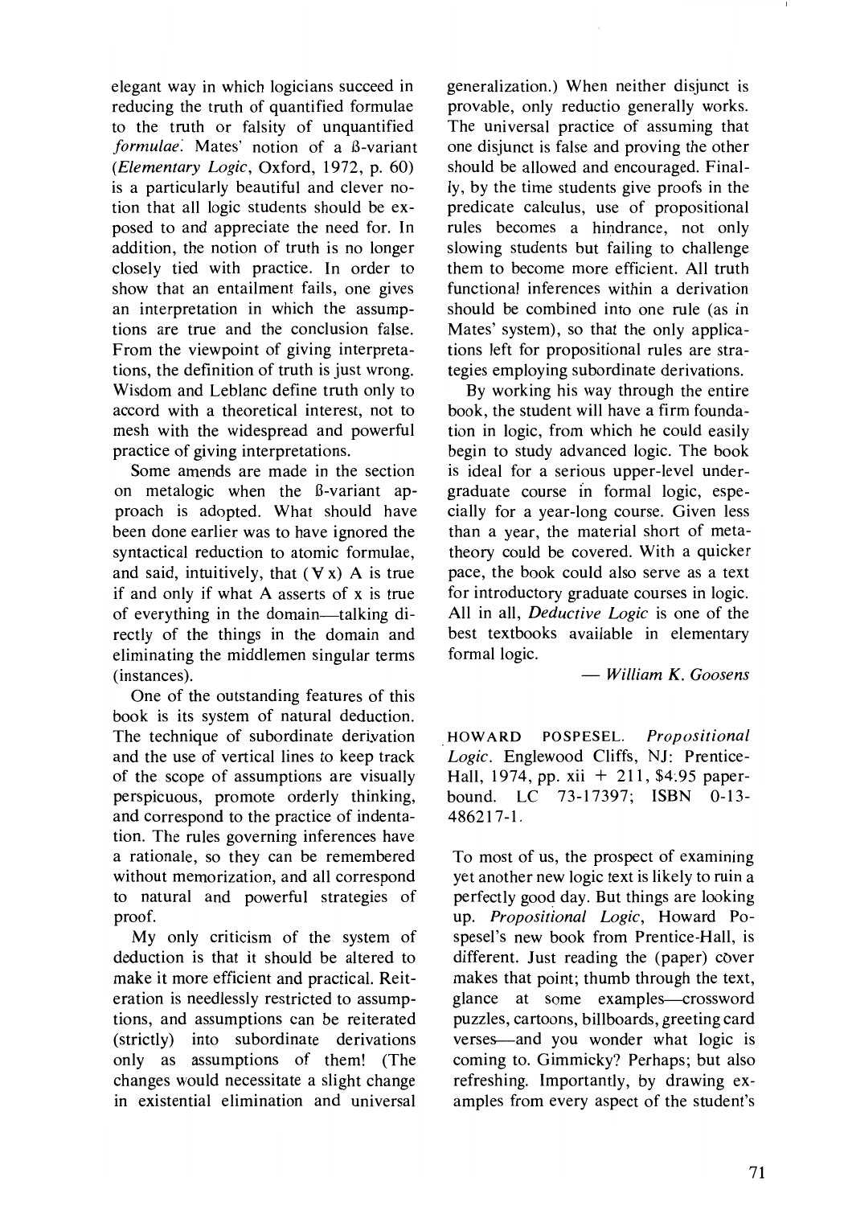elegant way in which logicians succeed in reducing the truth of quantified formulae to the truth or falsity of unquantified *formulae*. Mates' notion of a ß-variant (*Elementary Logic*, Oxford, 1972, p. 60) is a particularly beautiful and clever notion that all logic students should be exposed to and appreciate the need for. In addition, the notion of truth is no longer closely tied with practice. In order to show that an entailment fails, one gives an interpretation in which the assumptions are true and the conclusion false. From the viewpoint of giving interpretations, the definition of truth is just wrong. Wisdom and Leblanc define truth only to accord with a theoretical interest, not to mesh with the widespread and powerful practice of giving interpretations.

Some amends are made in the section on metalogic when the ß-variant approach is adopted. What should have been done earlier was to have ignored the syntactical reduction to atomic formulae, and said, intuitively, that $(\forall x)$ A is true if and only if what A asserts of x is true of everything in the domain—talking directly of the things in the domain and eliminating the middlemen singular terms (instances).

One of the outstanding features of this book is its system of natural deduction. The technique of subordinate derivation and the use of vertical lines to keep track of the scope of assumptions are visually perspicuous, promote orderly thinking, and correspond to the practice of indentation. The rules governing inferences have a rationale, so they can be remembered without memorization, and all correspond to natural and powerful strategies of proof.

My only criticism of the system of deduction is that it should be altered to make it more efficient and practical. Reiteration is needlessly restricted to assumptions, and assumptions can be reiterated (strictly) into subordinate derivations only as assumptions of them! (The changes would necessitate a slight change in existential elimination and universal generalization.) When neither disjunct is provable, only reductio generally works. The universal practice of assuming that one disjunct is false and proving the other should be allowed and encouraged. Finally, by the time students give proofs in the predicate calculus, use of propositional rules becomes a hindrance, not only slowing students but failing to challenge them to become more efficient. All truth functional inferences within a derivation should be combined into one rule (as in Mates' system), so that the only applications left for propositional rules are strategies employing subordinate derivations.

By working his way through the entire book, the student will have a firm foundation in logic, from which he could easily begin to study advanced logic. The book is ideal for a serious upper-level undergraduate course in formal logic, especially for a year-long course. Given less than a year, the material short of metatheory could be covered. With a quicker pace, the book could also serve as a text for introductory graduate courses in logic. All in all, *Deductive Logic* is one of the best textbooks available in elementary formal logic.

— *William K. Goosens*

HOWARD POSPESEL. *Propositional Logic*. Englewood Cliffs, NJ: Prentice-Hall, 1974, pp. xii + 211, $4.95 paperbound. LC 73-17397; ISBN 0-13-486217-1.

To most of us, the prospect of examining yet another new logic text is likely to ruin a perfectly good day. But things are looking up. *Propositional Logic*, Howard Pospesel's new book from Prentice-Hall, is different. Just reading the (paper) cover makes that point; thumb through the text, glance at some examples—crossword puzzles, cartoons, billboards, greeting card verses—and you wonder what logic is coming to. Gimmicky? Perhaps; but also refreshing. Importantly, by drawing examples from every aspect of the student's